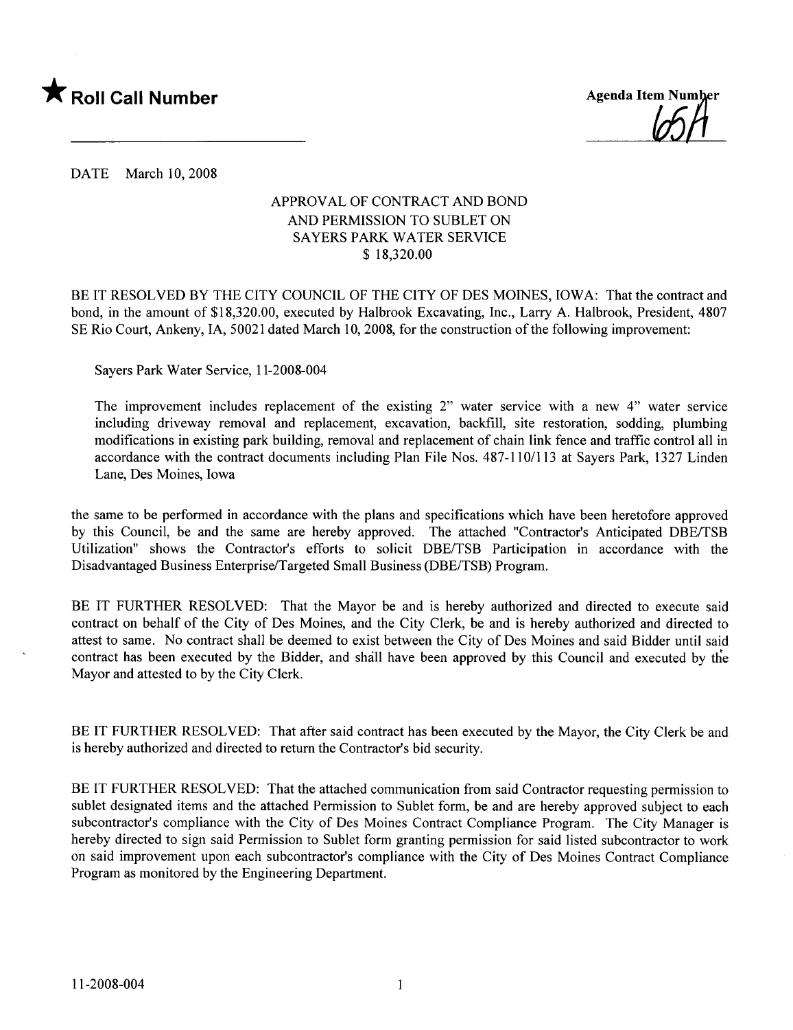★ **Roll Call Number**

**Agenda Item Number**
65A

DATE March 10, 2008

APPROVAL OF CONTRACT AND BOND
AND PERMISSION TO SUBLET ON
SAYERS PARK WATER SERVICE
$ 18,320.00

BE IT RESOLVED BY THE CITY COUNCIL OF THE CITY OF DES MOINES, IOWA: That the contract and bond, in the amount of $18,320.00, executed by Halbrook Excavating, Inc., Larry A. Halbrook, President, 4807 SE Rio Court, Ankeny, IA, 50021 dated March 10, 2008, for the construction of the following improvement:

Sayers Park Water Service, 11-2008-004

The improvement includes replacement of the existing 2" water service with a new 4" water service including driveway removal and replacement, excavation, backfill, site restoration, sodding, plumbing modifications in existing park building, removal and replacement of chain link fence and traffic control all in accordance with the contract documents including Plan File Nos. 487-110/113 at Sayers Park, 1327 Linden Lane, Des Moines, Iowa

the same to be performed in accordance with the plans and specifications which have been heretofore approved by this Council, be and the same are hereby approved. The attached "Contractor's Anticipated DBE/TSB Utilization" shows the Contractor's efforts to solicit DBE/TSB Participation in accordance with the Disadvantaged Business Enterprise/Targeted Small Business (DBE/TSB) Program.

BE IT FURTHER RESOLVED: That the Mayor be and is hereby authorized and directed to execute said contract on behalf of the City of Des Moines, and the City Clerk, be and is hereby authorized and directed to attest to same. No contract shall be deemed to exist between the City of Des Moines and said Bidder until said contract has been executed by the Bidder, and shall have been approved by this Council and executed by the Mayor and attested to by the City Clerk.

BE IT FURTHER RESOLVED: That after said contract has been executed by the Mayor, the City Clerk be and is hereby authorized and directed to return the Contractor's bid security.

BE IT FURTHER RESOLVED: That the attached communication from said Contractor requesting permission to sublet designated items and the attached Permission to Sublet form, be and are hereby approved subject to each subcontractor's compliance with the City of Des Moines Contract Compliance Program. The City Manager is hereby directed to sign said Permission to Sublet form granting permission for said listed subcontractor to work on said improvement upon each subcontractor's compliance with the City of Des Moines Contract Compliance Program as monitored by the Engineering Department.

11-2008-004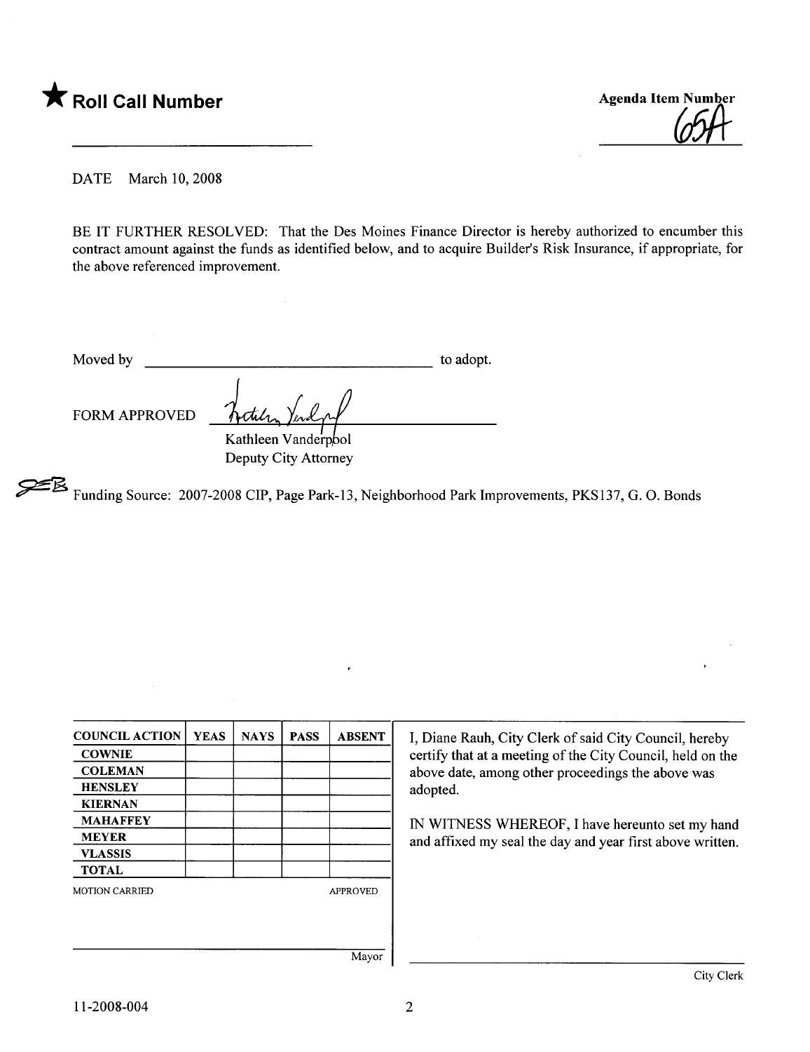★ **Roll Call Number**

**Agenda Item Number**
65A

DATE March 10, 2008

BE IT FURTHER RESOLVED: That the Des Moines Finance Director is hereby authorized to encumber this contract amount against the funds as identified below, and to acquire Builder's Risk Insurance, if appropriate, for the above referenced improvement.

Moved by ______________________________ to adopt.

FORM APPROVED

Kathleen Vanderpool
Deputy City Attorney

Funding Source: 2007-2008 CIP, Page Park-13, Neighborhood Park Improvements, PKS137, G. O. Bonds

| COUNCIL ACTION | YEAS | NAYS | PASS | ABSENT |
|---|---|---|---|---|
| COWNIE | | | | |
| COLEMAN | | | | |
| HENSLEY | | | | |
| KIERNAN | | | | |
| MAHAFFEY | | | | |
| MEYER | | | | |
| VLASSIS | | | | |
| TOTAL | | | | |

MOTION CARRIED APPROVED

______________________________
Mayor

I, Diane Rauh, City Clerk of said City Council, hereby certify that at a meeting of the City Council, held on the above date, among other proceedings the above was adopted.

IN WITNESS WHEREOF, I have hereunto set my hand and affixed my seal the day and year first above written.

______________________________
City Clerk

11-2008-004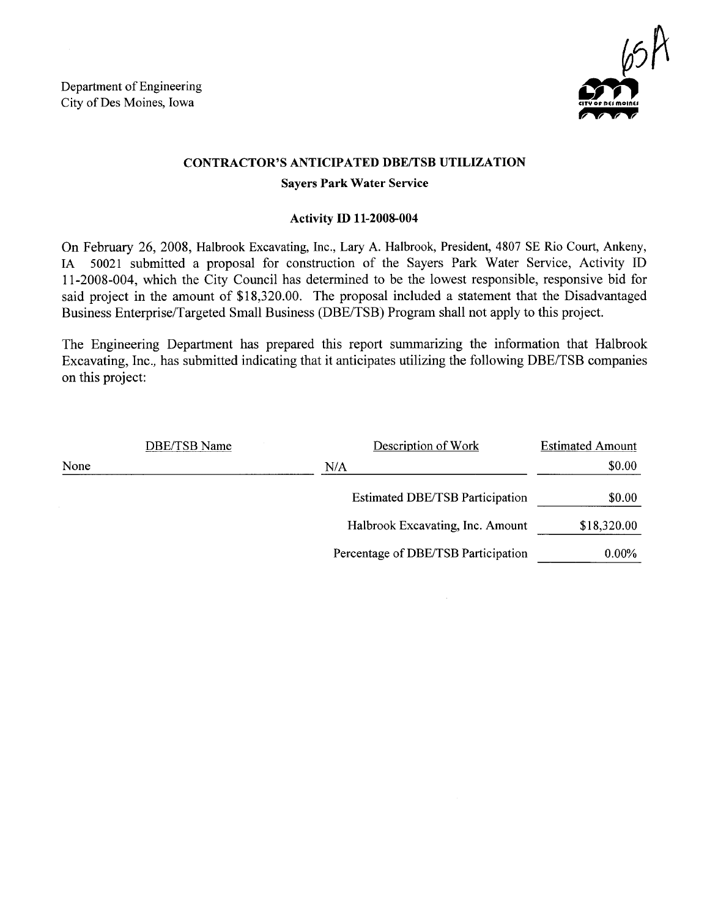Department of Engineering
City of Des Moines, Iowa

65A

## CONTRACTOR'S ANTICIPATED DBE/TSB UTILIZATION

### Sayers Park Water Service

### Activity ID 11-2008-004

On February 26, 2008, Halbrook Excavating, Inc., Lary A. Halbrook, President, 4807 SE Rio Court, Ankeny, IA 50021 submitted a proposal for construction of the Sayers Park Water Service, Activity ID 11-2008-004, which the City Council has determined to be the lowest responsible, responsive bid for said project in the amount of $18,320.00. The proposal included a statement that the Disadvantaged Business Enterprise/Targeted Small Business (DBE/TSB) Program shall not apply to this project.

The Engineering Department has prepared this report summarizing the information that Halbrook Excavating, Inc., has submitted indicating that it anticipates utilizing the following DBE/TSB companies on this project:

| DBE/TSB Name | Description of Work | Estimated Amount |
|---|---|---|
| None | N/A | $0.00 |
| | Estimated DBE/TSB Participation | $0.00 |
| | Halbrook Excavating, Inc. Amount | $18,320.00 |
| | Percentage of DBE/TSB Participation | 0.00% |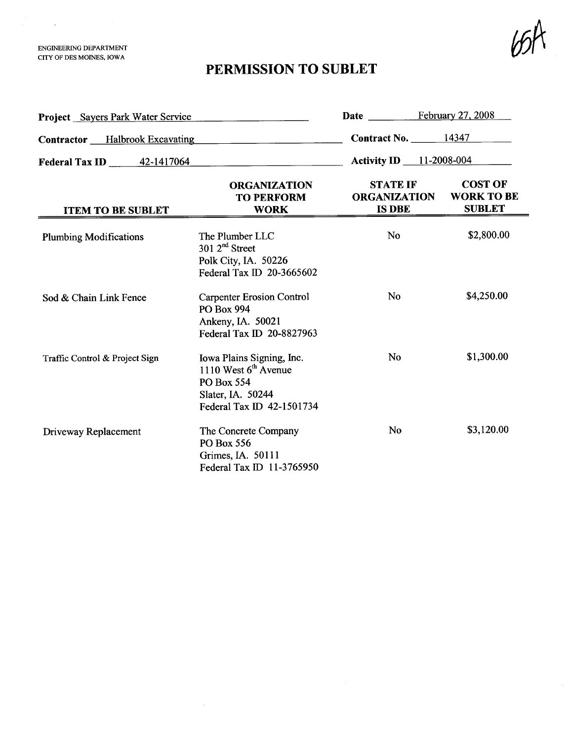ENGINEERING DEPARTMENT
CITY OF DES MOINES, IOWA

65A

# PERMISSION TO SUBLET

**Project** Sayers Park Water Service

**Date** February 27, 2008

**Contractor** Halbrook Excavating

**Contract No.** 14347

**Federal Tax ID** 42-1417064

**Activity ID** 11-2008-004

| ITEM TO BE SUBLET | ORGANIZATION TO PERFORM WORK | STATE IF ORGANIZATION IS DBE | COST OF WORK TO BE SUBLET |
|---|---|---|---|
| Plumbing Modifications | The Plumber LLC<br>301 2nd Street<br>Polk City, IA. 50226<br>Federal Tax ID 20-3665602 | No | \$2,800.00 |
| Sod & Chain Link Fence | Carpenter Erosion Control<br>PO Box 994<br>Ankeny, IA. 50021<br>Federal Tax ID 20-8827963 | No | \$4,250.00 |
| Traffic Control & Project Sign | Iowa Plains Signing, Inc.<br>1110 West 6th Avenue<br>PO Box 554<br>Slater, IA. 50244<br>Federal Tax ID 42-1501734 | No | \$1,300.00 |
| Driveway Replacement | The Concrete Company<br>PO Box 556<br>Grimes, IA. 50111<br>Federal Tax ID 11-3765950 | No | \$3,120.00 |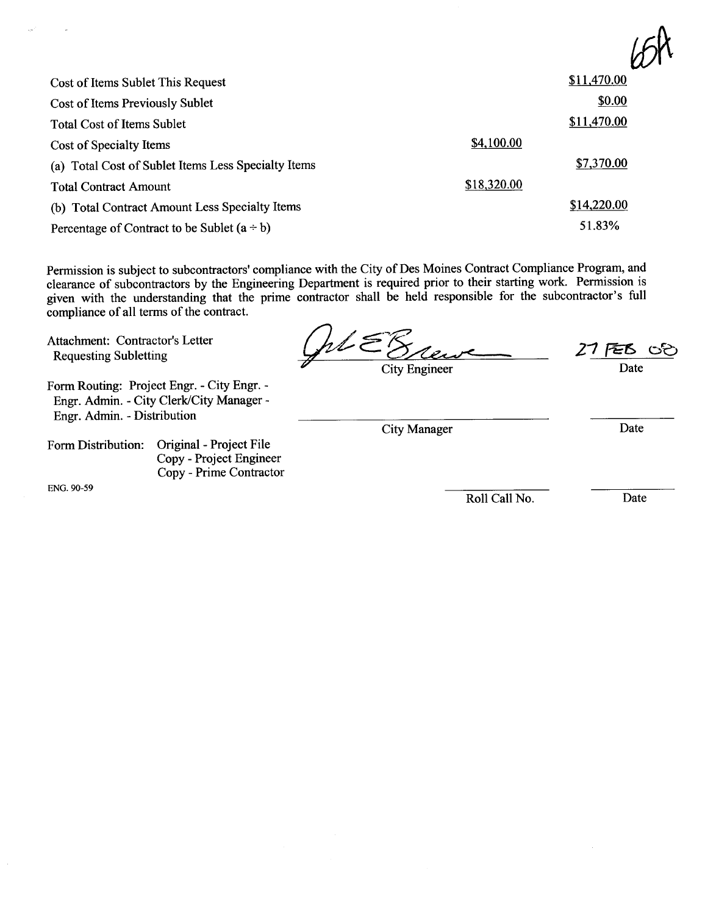65A

| | | |
|---|---|---|
| Cost of Items Sublet This Request | | $11,470.00 |
| Cost of Items Previously Sublet | | $0.00 |
| Total Cost of Items Sublet | | $11,470.00 |
| Cost of Specialty Items | $4,100.00 | |
| (a) Total Cost of Sublet Items Less Specialty Items | | $7,370.00 |
| Total Contract Amount | $18,320.00 | |
| (b) Total Contract Amount Less Specialty Items | | $14,220.00 |
| Percentage of Contract to be Sublet (a ÷ b) | | 51.83% |

Permission is subject to subcontractors' compliance with the City of Des Moines Contract Compliance Program, and clearance of subcontractors by the Engineering Department is required prior to their starting work. Permission is given with the understanding that the prime contractor shall be held responsible for the subcontractor's full compliance of all terms of the contract.

Attachment: Contractor's Letter Requesting Subletting

City Engineer — 27 FEB 08
Date

Form Routing: Project Engr. - City Engr. - Engr. Admin. - City Clerk/City Manager - Engr. Admin. - Distribution

City Manager ____________ Date ____________

Form Distribution: Original - Project File
Copy - Project Engineer
Copy - Prime Contractor

ENG. 90-59

Roll Call No. ____________ Date ____________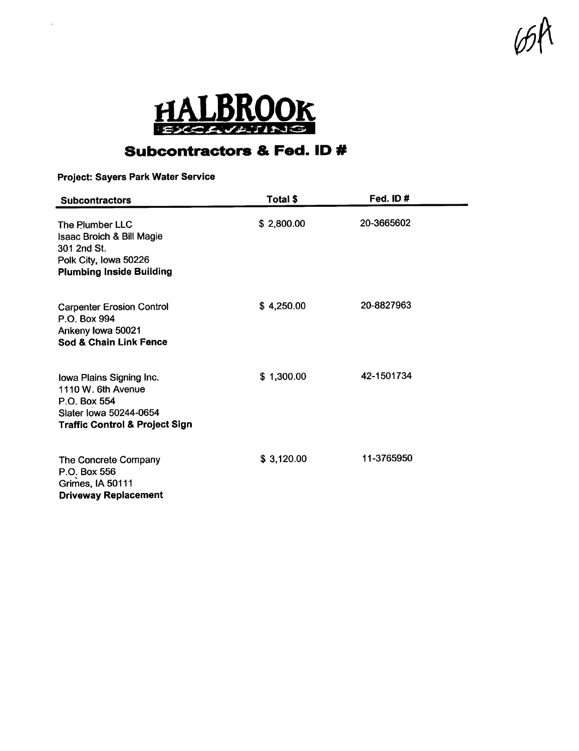65A

# HALBROOK

EXCAVATING

## Subcontractors & Fed. ID #

**Project: Sayers Park Water Service**

| Subcontractors | Total $ | Fed. ID # |
|---|---|---|
| The Plumber LLC<br>Isaac Broich & Bill Magie<br>301 2nd St.<br>Polk City, Iowa 50226<br>**Plumbing Inside Building** | $ 2,800.00 | 20-3665602 |
| Carpenter Erosion Control<br>P.O. Box 994<br>Ankeny Iowa 50021<br>**Sod & Chain Link Fence** | $ 4,250.00 | 20-8827963 |
| Iowa Plains Signing Inc.<br>1110 W. 6th Avenue<br>P.O. Box 554<br>Slater Iowa 50244-0654<br>**Traffic Control & Project Sign** | $ 1,300.00 | 42-1501734 |
| The Concrete Company<br>P.O. Box 556<br>Grimes, IA 50111<br>**Driveway Replacement** | $ 3,120.00 | 11-3765950 |